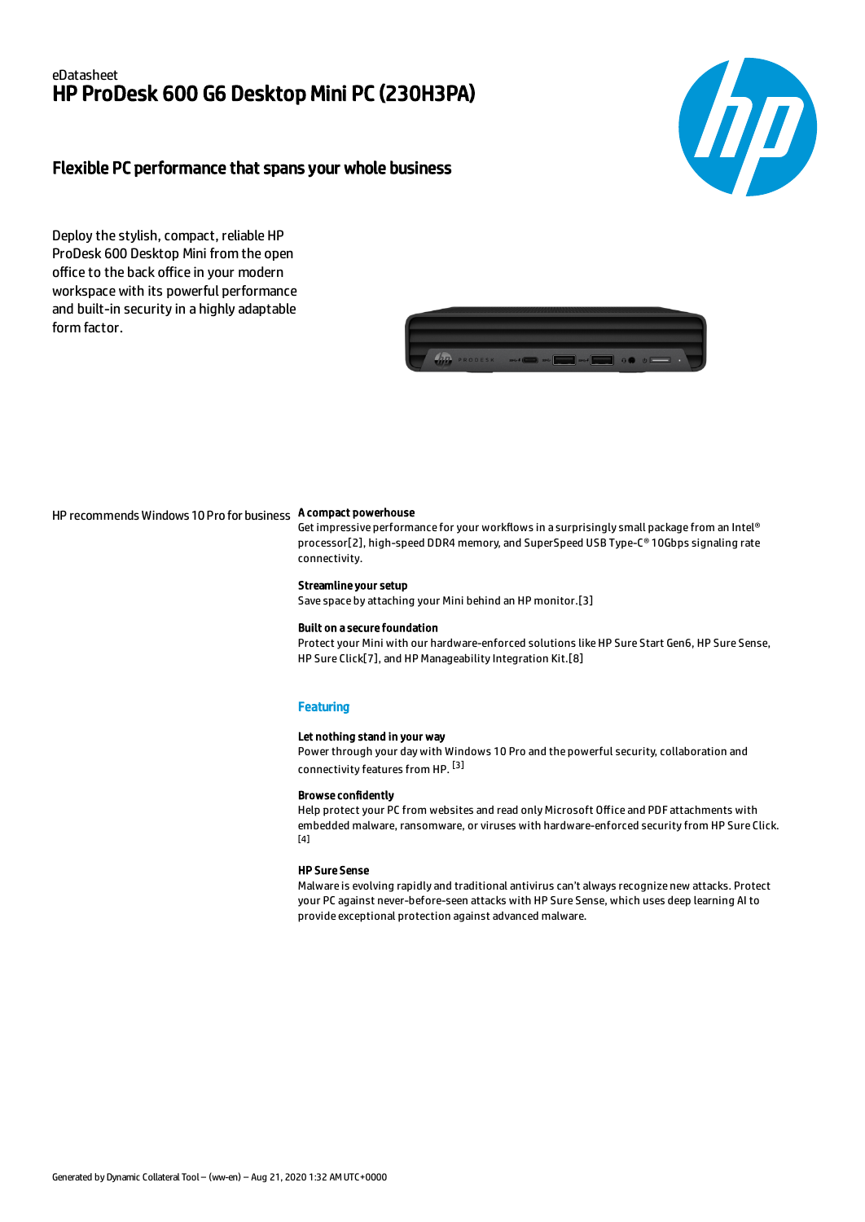eDatasheet

# HP ProDesk 600 G6 Desktop Mini PC (230H3PA)

## Flexible PC performance that spans your whole business

Deploy the stylish, compact, reliable HP ProDesk 600 Desktop Mini from the open office to the back office in your modern workspace with its powerful performance and built-in security in a highly adaptable form factor.

HP recommends Windows 10 Pro for business

**A compact powerhouse**
Get impressive performance for your workflows in a surprisingly small package from an Intel® processor[2], high-speed DDR4 memory, and SuperSpeed USB Type-C® 10Gbps signaling rate connectivity.

**Streamline your setup**
Save space by attaching your Mini behind an HP monitor.[3]

**Built on a secure foundation**
Protect your Mini with our hardware-enforced solutions like HP Sure Start Gen6, HP Sure Sense, HP Sure Click[7], and HP Manageability Integration Kit.[8]

### Featuring

**Let nothing stand in your way**
Power through your day with Windows 10 Pro and the powerful security, collaboration and connectivity features from HP. [3]

**Browse confidently**
Help protect your PC from websites and read only Microsoft Office and PDF attachments with embedded malware, ransomware, or viruses with hardware-enforced security from HP Sure Click. [4]

**HP Sure Sense**
Malware is evolving rapidly and traditional antivirus can't always recognize new attacks. Protect your PC against never-before-seen attacks with HP Sure Sense, which uses deep learning AI to provide exceptional protection against advanced malware.

Generated by Dynamic Collateral Tool – (ww-en) – Aug 21, 2020 1:32 AM UTC+0000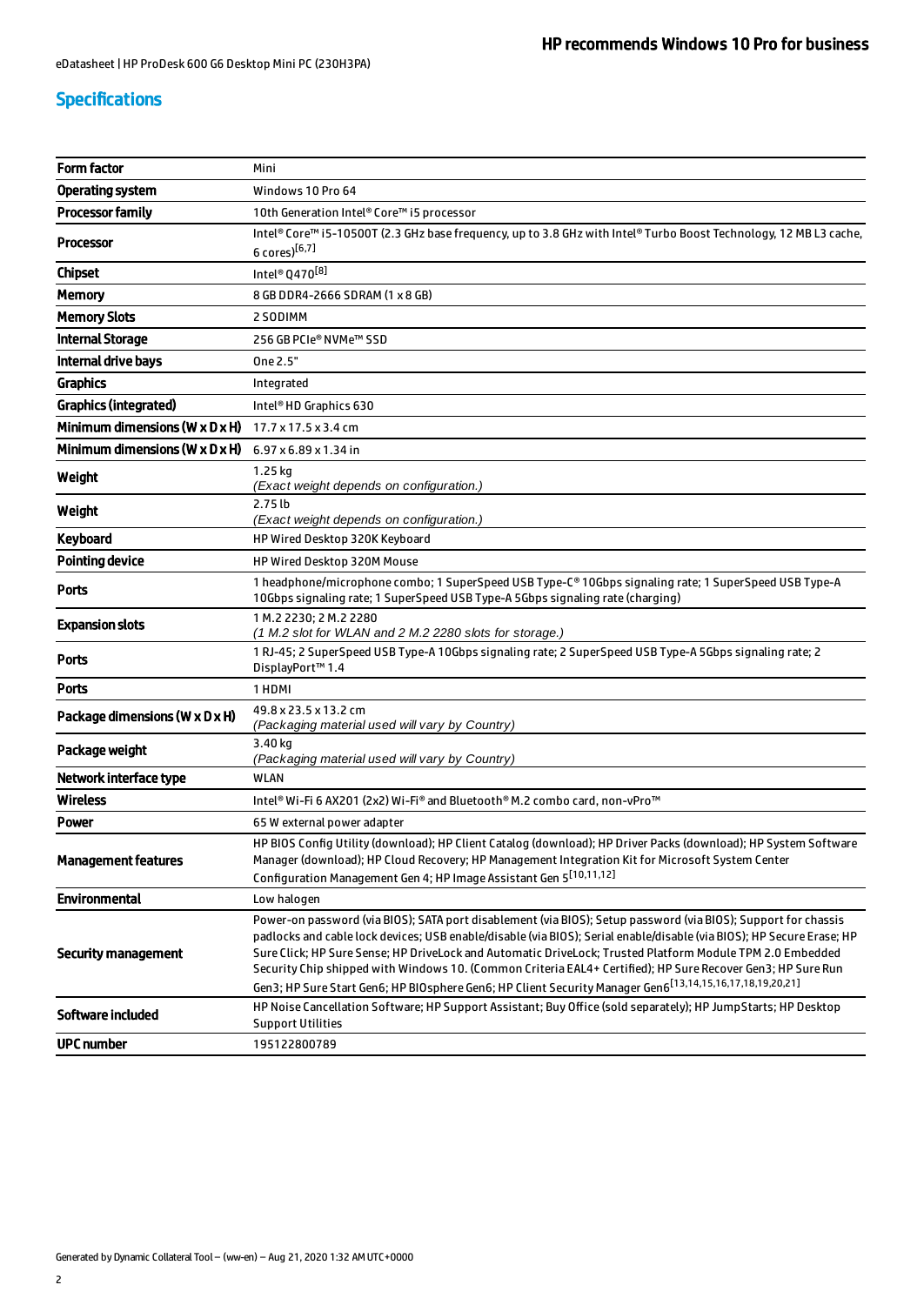## Specifications

| Form factor | Mini |
| --- | --- |
| Operating system | Windows 10 Pro 64 |
| Processor family | 10th Generation Intel® Core™ i5 processor |
| Processor | Intel® Core™ i5-10500T (2.3 GHz base frequency, up to 3.8 GHz with Intel® Turbo Boost Technology, 12 MB L3 cache, 6 cores)[6,7] |
| Chipset | Intel® Q470[8] |
| Memory | 8 GB DDR4-2666 SDRAM (1 x 8 GB) |
| Memory Slots | 2 SODIMM |
| Internal Storage | 256 GB PCIe® NVMe™ SSD |
| Internal drive bays | One 2.5" |
| Graphics | Integrated |
| Graphics (integrated) | Intel® HD Graphics 630 |
| Minimum dimensions (W x D x H) | 17.7 x 17.5 x 3.4 cm |
| Minimum dimensions (W x D x H) | 6.97 x 6.89 x 1.34 in |
| Weight | 1.25 kg *(Exact weight depends on configuration.)* |
| Weight | 2.75 lb *(Exact weight depends on configuration.)* |
| Keyboard | HP Wired Desktop 320K Keyboard |
| Pointing device | HP Wired Desktop 320M Mouse |
| Ports | 1 headphone/microphone combo; 1 SuperSpeed USB Type-C® 10Gbps signaling rate; 1 SuperSpeed USB Type-A 10Gbps signaling rate; 1 SuperSpeed USB Type-A 5Gbps signaling rate (charging) |
| Expansion slots | 1 M.2 2230; 2 M.2 2280 *(1 M.2 slot for WLAN and 2 M.2 2280 slots for storage.)* |
| Ports | 1 RJ-45; 2 SuperSpeed USB Type-A 10Gbps signaling rate; 2 SuperSpeed USB Type-A 5Gbps signaling rate; 2 DisplayPort™ 1.4 |
| Ports | 1 HDMI |
| Package dimensions (W x D x H) | 49.8 x 23.5 x 13.2 cm *(Packaging material used will vary by Country)* |
| Package weight | 3.40 kg *(Packaging material used will vary by Country)* |
| Network interface type | WLAN |
| Wireless | Intel® Wi-Fi 6 AX201 (2x2) Wi-Fi® and Bluetooth® M.2 combo card, non-vPro™ |
| Power | 65 W external power adapter |
| Management features | HP BIOS Config Utility (download); HP Client Catalog (download); HP Driver Packs (download); HP System Software Manager (download); HP Cloud Recovery; HP Management Integration Kit for Microsoft System Center Configuration Management Gen 4; HP Image Assistant Gen 5[10,11,12] |
| Environmental | Low halogen |
| Security management | Power-on password (via BIOS); SATA port disablement (via BIOS); Setup password (via BIOS); Support for chassis padlocks and cable lock devices; USB enable/disable (via BIOS); Serial enable/disable (via BIOS); HP Secure Erase; HP Sure Click; HP Sure Sense; HP DriveLock and Automatic DriveLock; Trusted Platform Module TPM 2.0 Embedded Security Chip shipped with Windows 10. (Common Criteria EAL4+ Certified); HP Sure Recover Gen3; HP Sure Run Gen3; HP Sure Start Gen6; HP BIOsphere Gen6; HP Client Security Manager Gen6[13,14,15,16,17,18,19,20,21] |
| Software included | HP Noise Cancellation Software; HP Support Assistant; Buy Office (sold separately); HP JumpStarts; HP Desktop Support Utilities |
| UPC number | 195122800789 |

Generated by Dynamic Collateral Tool – (ww-en) – Aug 21, 2020 1:32 AM UTC+0000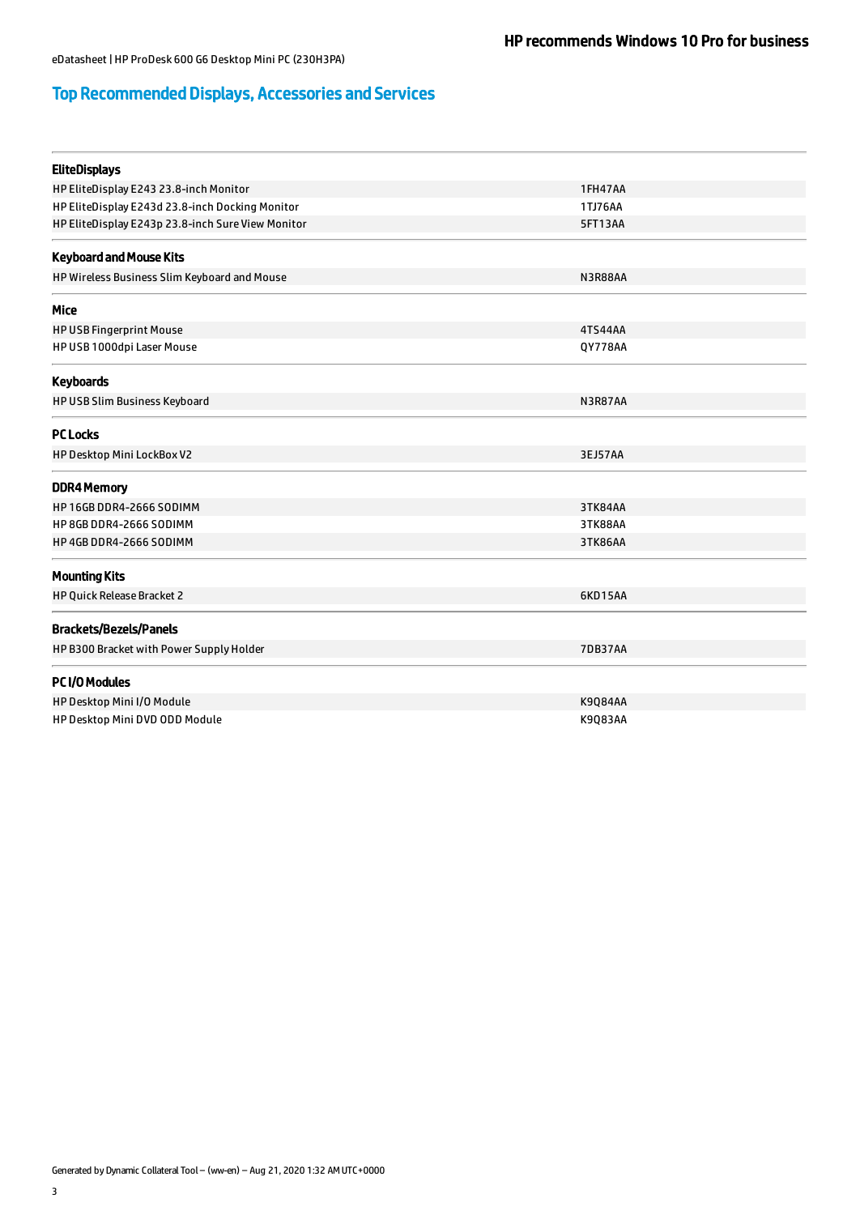# Top Recommended Displays, Accessories and Services

| EliteDisplays | |
| --- | --- |
| HP EliteDisplay E243 23.8-inch Monitor | 1FH47AA |
| HP EliteDisplay E243d 23.8-inch Docking Monitor | 1TJ76AA |
| HP EliteDisplay E243p 23.8-inch Sure View Monitor | 5FT13AA |

| Keyboard and Mouse Kits | |
| --- | --- |
| HP Wireless Business Slim Keyboard and Mouse | N3R88AA |

| Mice | |
| --- | --- |
| HP USB Fingerprint Mouse | 4TS44AA |
| HP USB 1000dpi Laser Mouse | QY778AA |

| Keyboards | |
| --- | --- |
| HP USB Slim Business Keyboard | N3R87AA |

| PC Locks | |
| --- | --- |
| HP Desktop Mini LockBox V2 | 3EJ57AA |

| DDR4 Memory | |
| --- | --- |
| HP 16GB DDR4-2666 SODIMM | 3TK84AA |
| HP 8GB DDR4-2666 SODIMM | 3TK88AA |
| HP 4GB DDR4-2666 SODIMM | 3TK86AA |

| Mounting Kits | |
| --- | --- |
| HP Quick Release Bracket 2 | 6KD15AA |

| Brackets/Bezels/Panels | |
| --- | --- |
| HP B300 Bracket with Power Supply Holder | 7DB37AA |

| PC I/O Modules | |
| --- | --- |
| HP Desktop Mini I/O Module | K9Q84AA |
| HP Desktop Mini DVD ODD Module | K9Q83AA |

Generated by Dynamic Collateral Tool – (ww-en) – Aug 21, 2020 1:32 AM UTC+0000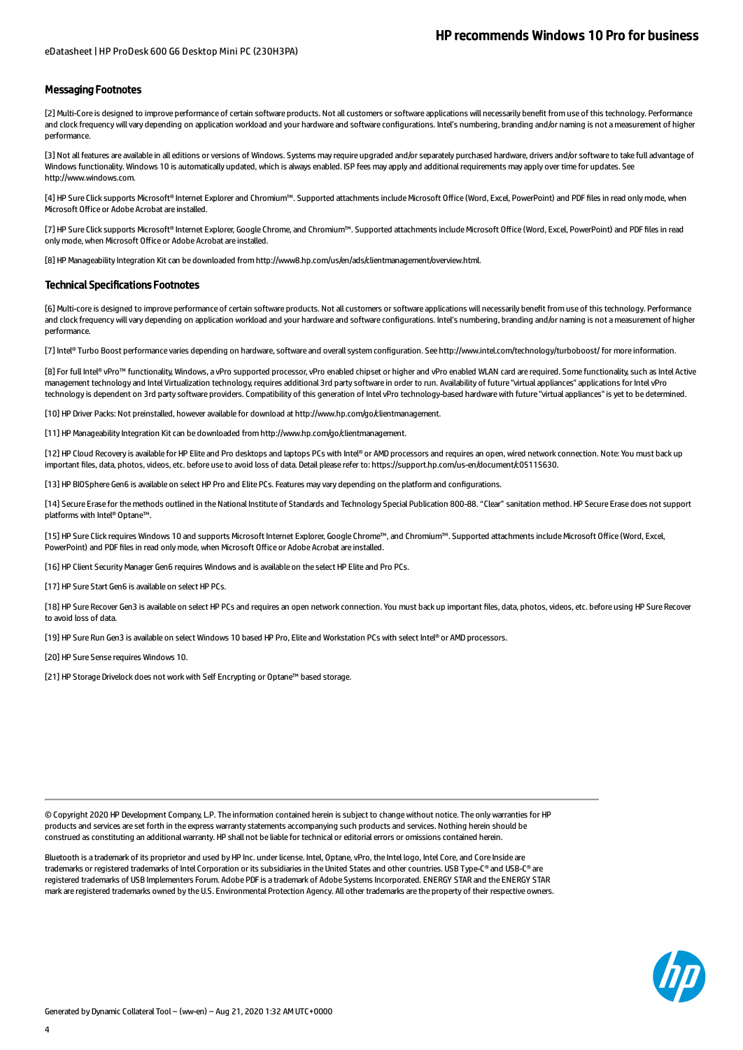## Messaging Footnotes

[2] Multi-Core is designed to improve performance of certain software products. Not all customers or software applications will necessarily benefit from use of this technology. Performance and clock frequency will vary depending on application workload and your hardware and software configurations. Intel's numbering, branding and/or naming is not a measurement of higher performance.

[3] Not all features are available in all editions or versions of Windows. Systems may require upgraded and/or separately purchased hardware, drivers and/or software to take full advantage of Windows functionality. Windows 10 is automatically updated, which is always enabled. ISP fees may apply and additional requirements may apply over time for updates. See http://www.windows.com.

[4] HP Sure Click supports Microsoft® Internet Explorer and Chromium™. Supported attachments include Microsoft Office (Word, Excel, PowerPoint) and PDF files in read only mode, when Microsoft Office or Adobe Acrobat are installed.

[7] HP Sure Click supports Microsoft® Internet Explorer, Google Chrome, and Chromium™. Supported attachments include Microsoft Office (Word, Excel, PowerPoint) and PDF files in read only mode, when Microsoft Office or Adobe Acrobat are installed.

[8] HP Manageability Integration Kit can be downloaded from http://www8.hp.com/us/en/ads/clientmanagement/overview.html.

## Technical Specifications Footnotes

[6] Multi-core is designed to improve performance of certain software products. Not all customers or software applications will necessarily benefit from use of this technology. Performance and clock frequency will vary depending on application workload and your hardware and software configurations. Intel's numbering, branding and/or naming is not a measurement of higher performance.

[7] Intel® Turbo Boost performance varies depending on hardware, software and overall system configuration. See http://www.intel.com/technology/turboboost/ for more information.

[8] For full Intel® vPro™ functionality, Windows, a vPro supported processor, vPro enabled chipset or higher and vPro enabled WLAN card are required. Some functionality, such as Intel Active management technology and Intel Virtualization technology, requires additional 3rd party software in order to run. Availability of future "virtual appliances" applications for Intel vPro technology is dependent on 3rd party software providers. Compatibility of this generation of Intel vPro technology-based hardware with future "virtual appliances" is yet to be determined.

[10] HP Driver Packs: Not preinstalled, however available for download at http://www.hp.com/go/clientmanagement.

[11] HP Manageability Integration Kit can be downloaded from http://www.hp.com/go/clientmanagement.

[12] HP Cloud Recovery is available for HP Elite and Pro desktops and laptops PCs with Intel® or AMD processors and requires an open, wired network connection. Note: You must back up important files, data, photos, videos, etc. before use to avoid loss of data. Detail please refer to: https://support.hp.com/us-en/document/c05115630.

[13] HP BIOSphere Gen6 is available on select HP Pro and Elite PCs. Features may vary depending on the platform and configurations.

[14] Secure Erase for the methods outlined in the National Institute of Standards and Technology Special Publication 800-88. "Clear" sanitation method. HP Secure Erase does not support platforms with Intel® Optane™.

[15] HP Sure Click requires Windows 10 and supports Microsoft Internet Explorer, Google Chrome™, and Chromium™. Supported attachments include Microsoft Office (Word, Excel, PowerPoint) and PDF files in read only mode, when Microsoft Office or Adobe Acrobat are installed.

[16] HP Client Security Manager Gen6 requires Windows and is available on the select HP Elite and Pro PCs.

[17] HP Sure Start Gen6 is available on select HP PCs.

[18] HP Sure Recover Gen3 is available on select HP PCs and requires an open network connection. You must back up important files, data, photos, videos, etc. before using HP Sure Recover to avoid loss of data.

[19] HP Sure Run Gen3 is available on select Windows 10 based HP Pro, Elite and Workstation PCs with select Intel® or AMD processors.

[20] HP Sure Sense requires Windows 10.

[21] HP Storage Drivelock does not work with Self Encrypting or Optane™ based storage.

---

© Copyright 2020 HP Development Company, L.P. The information contained herein is subject to change without notice. The only warranties for HP products and services are set forth in the express warranty statements accompanying such products and services. Nothing herein should be construed as constituting an additional warranty. HP shall not be liable for technical or editorial errors or omissions contained herein.

Bluetooth is a trademark of its proprietor and used by HP Inc. under license. Intel, Optane, vPro, the Intel logo, Intel Core, and Core Inside are trademarks or registered trademarks of Intel Corporation or its subsidiaries in the United States and other countries. USB Type-C® and USB-C® are registered trademarks of USB Implementers Forum. Adobe PDF is a trademark of Adobe Systems Incorporated. ENERGY STAR and the ENERGY STAR mark are registered trademarks owned by the U.S. Environmental Protection Agency. All other trademarks are the property of their respective owners.

Generated by Dynamic Collateral Tool – (ww-en) – Aug 21, 2020 1:32 AM UTC+0000